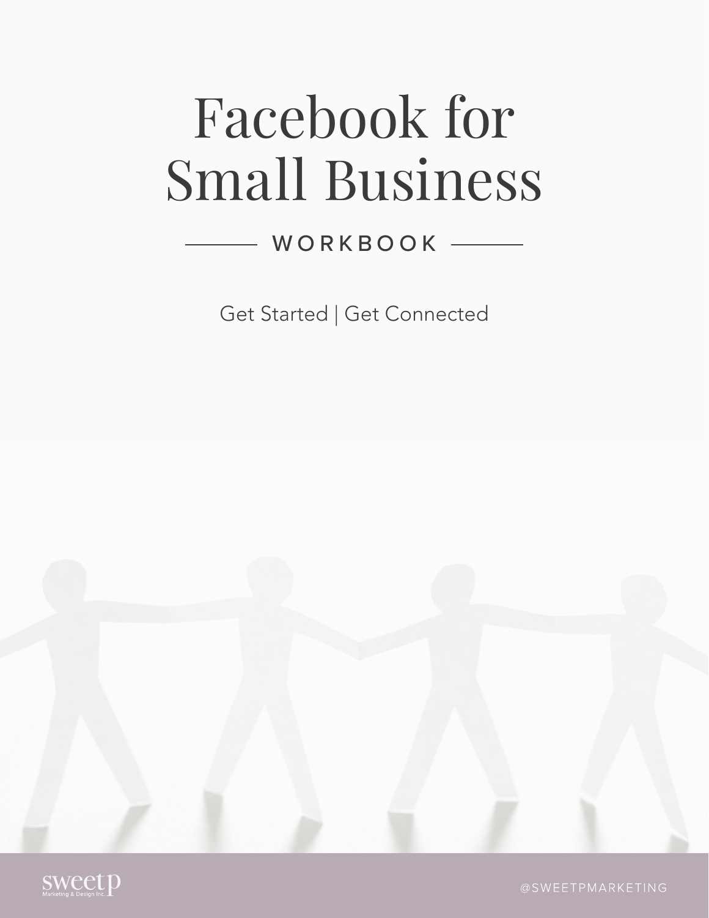# Facebook for Small Business

## WORKBOOK

Get Started | Get Connected

sweet p
Marketing & Design Inc.

@SWEETPMARKETING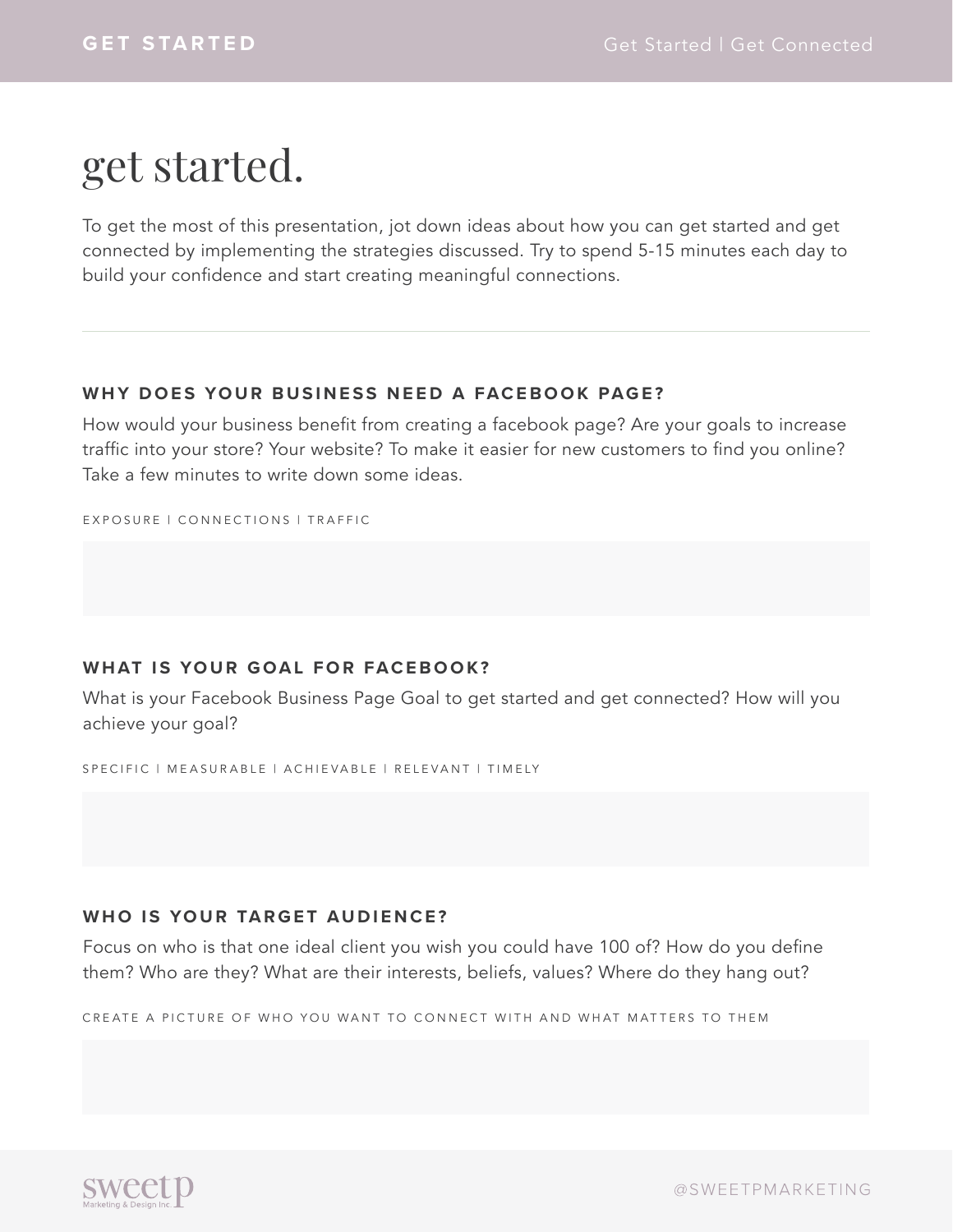# get started.

To get the most of this presentation, jot down ideas about how you can get started and get connected by implementing the strategies discussed. Try to spend 5-15 minutes each day to build your confidence and start creating meaningful connections.

---

### WHY DOES YOUR BUSINESS NEED A FACEBOOK PAGE?

How would your business benefit from creating a facebook page? Are your goals to increase traffic into your store? Your website? To make it easier for new customers to find you online? Take a few minutes to write down some ideas.

EXPOSURE | CONNECTIONS | TRAFFIC

### WHAT IS YOUR GOAL FOR FACEBOOK?

What is your Facebook Business Page Goal to get started and get connected? How will you achieve your goal?

SPECIFIC | MEASURABLE | ACHIEVABLE | RELEVANT | TIMELY

### WHO IS YOUR TARGET AUDIENCE?

Focus on who is that one ideal client you wish you could have 100 of? How do you define them? Who are they? What are their interests, beliefs, values? Where do they hang out?

CREATE A PICTURE OF WHO YOU WANT TO CONNECT WITH AND WHAT MATTERS TO THEM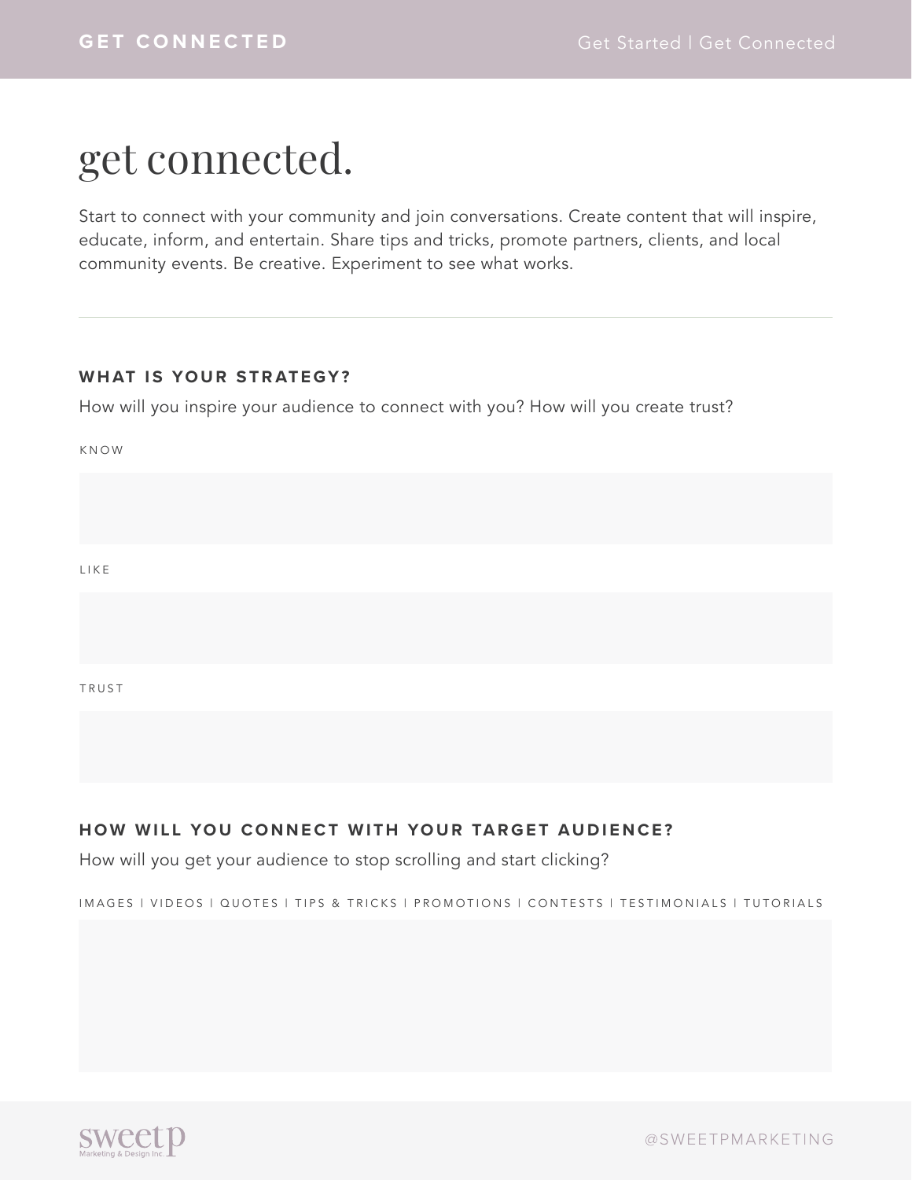# get connected.

Start to connect with your community and join conversations. Create content that will inspire, educate, inform, and entertain. Share tips and tricks, promote partners, clients, and local community events. Be creative. Experiment to see what works.

---

## WHAT IS YOUR STRATEGY?

How will you inspire your audience to connect with you? How will you create trust?

KNOW

LIKE

TRUST

## HOW WILL YOU CONNECT WITH YOUR TARGET AUDIENCE?

How will you get your audience to stop scrolling and start clicking?

IMAGES | VIDEOS | QUOTES | TIPS & TRICKS | PROMOTIONS | CONTESTS | TESTIMONIALS | TUTORIALS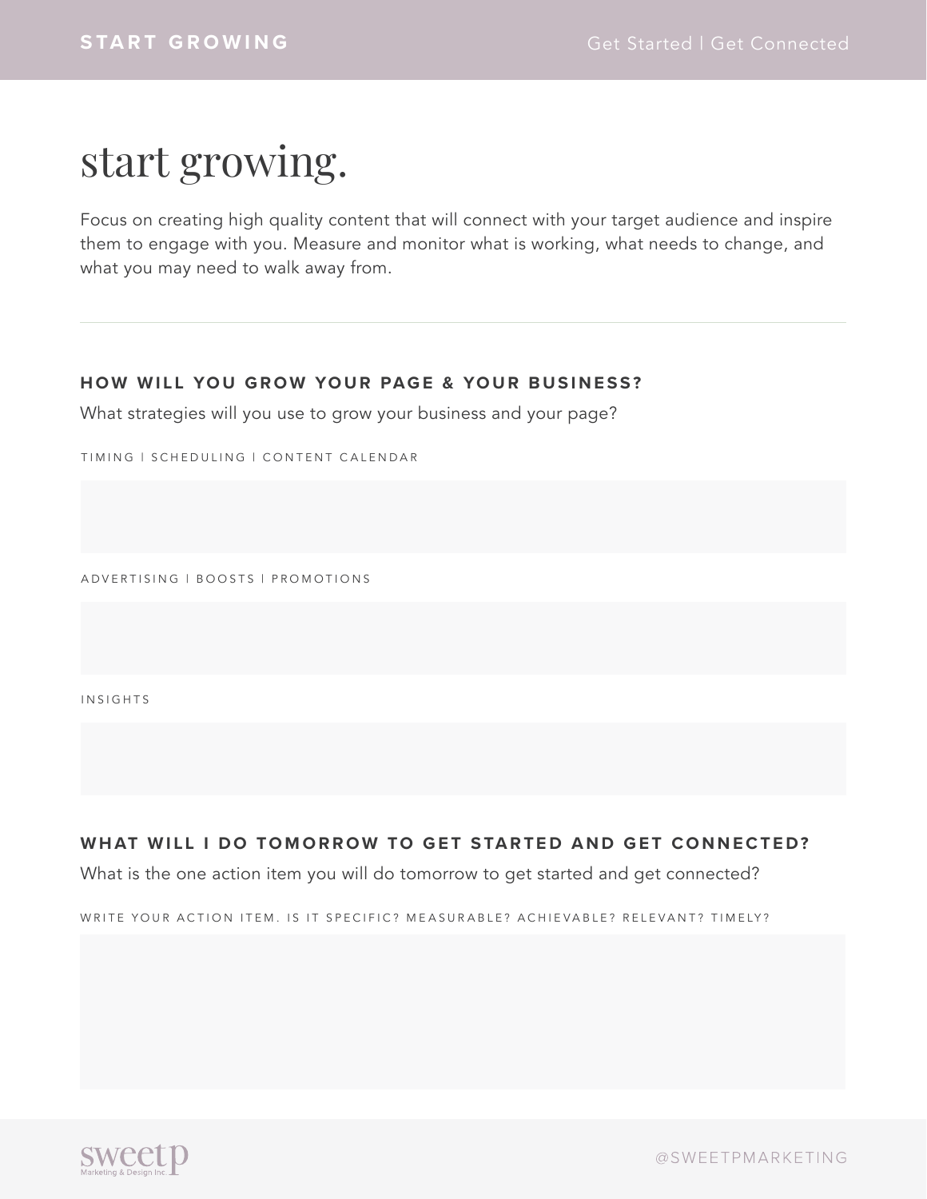# start growing.

Focus on creating high quality content that will connect with your target audience and inspire them to engage with you. Measure and monitor what is working, what needs to change, and what you may need to walk away from.

---

## HOW WILL YOU GROW YOUR PAGE & YOUR BUSINESS?

What strategies will you use to grow your business and your page?

TIMING | SCHEDULING | CONTENT CALENDAR

ADVERTISING | BOOSTS | PROMOTIONS

INSIGHTS

## WHAT WILL I DO TOMORROW TO GET STARTED AND GET CONNECTED?

What is the one action item you will do tomorrow to get started and get connected?

WRITE YOUR ACTION ITEM. IS IT SPECIFIC? MEASURABLE? ACHIEVABLE? RELEVANT? TIMELY?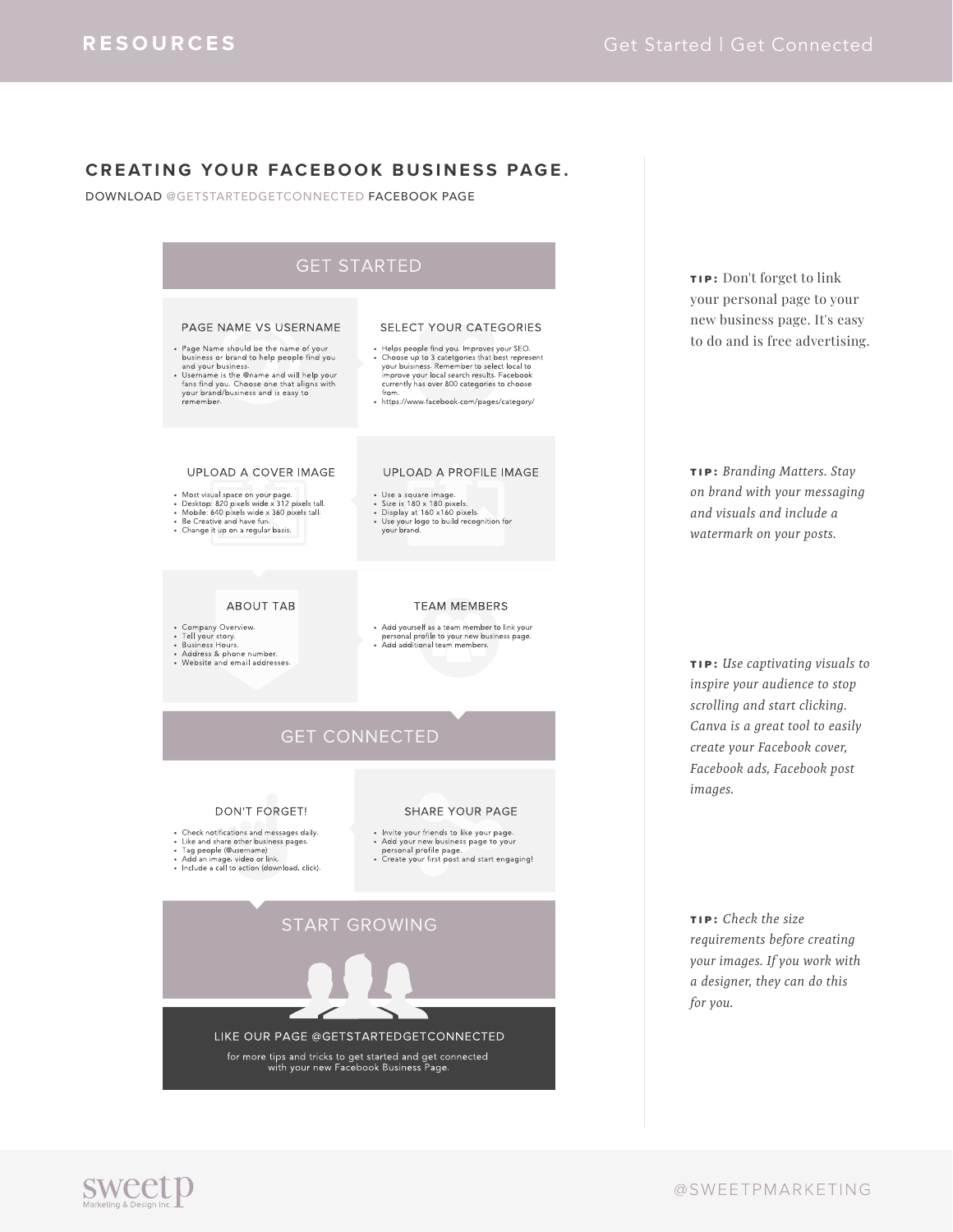## CREATING YOUR FACEBOOK BUSINESS PAGE.

DOWNLOAD @GETSTARTEDGETCONNECTED FACEBOOK PAGE

### GET STARTED

#### PAGE NAME VS USERNAME

- Page Name should be the name of your business or brand to help people find you and your business.
- Username is the @name and will help your fans find you. Choose one that aligns with your brand/business and is easy to remember.

#### SELECT YOUR CATEGORIES

- Helps people find you. Improves your SEO.
- Choose up to 3 catetgories that best represent your business. Remember to select local to improve your local search results. Facebook currently has over 800 categories to choose from.
- https://www.facebook.com/pages/category/

#### UPLOAD A COVER IMAGE

- Most visual space on your page.
- Desktop: 820 pixels wide x 312 pixels tall.
- Mobile: 640 pixels wide x 360 pixels tall.
- Be Creative and have fun.
- Change it up on a regular basis.

#### UPLOAD A PROFILE IMAGE

- Use a square image.
- Size is 180 x 180 pixels.
- Display at 160 x160 pixels.
- Use your logo to build recognition for your brand.

#### ABOUT TAB

- Company Overview.
- Tell your story.
- Business Hours.
- Address & phone number.
- Website and email addresses.

#### TEAM MEMBERS

- Add yourself as a team member to link your personal profile to your new business page.
- Add additional team members.

### GET CONNECTED

#### DON'T FORGET!

- Check notifications and messages daily.
- Like and share other business pages.
- Tag people (@username)
- Add an image, video or link.
- Include a call to action (download, click).

#### SHARE YOUR PAGE

- Invite your friends to like your page.
- Add your new business page to your personal profile page.
- Create your first post and start engaging!

### START GROWING

LIKE OUR PAGE @GETSTARTEDGETCONNECTED

for more tips and tricks to get started and get connected with your new Facebook Business Page.

**TIP:** Don't forget to link your personal page to your new business page. It's easy to do and is free advertising.

**TIP:** *Branding Matters. Stay on brand with your messaging and visuals and include a watermark on your posts.*

**TIP:** *Use captivating visuals to inspire your audience to stop scrolling and start clicking. Canva is a great tool to easily create your Facebook cover, Facebook ads, Facebook post images.*

**TIP:** *Check the size requirements before creating your images. If you work with a designer, they can do this for you.*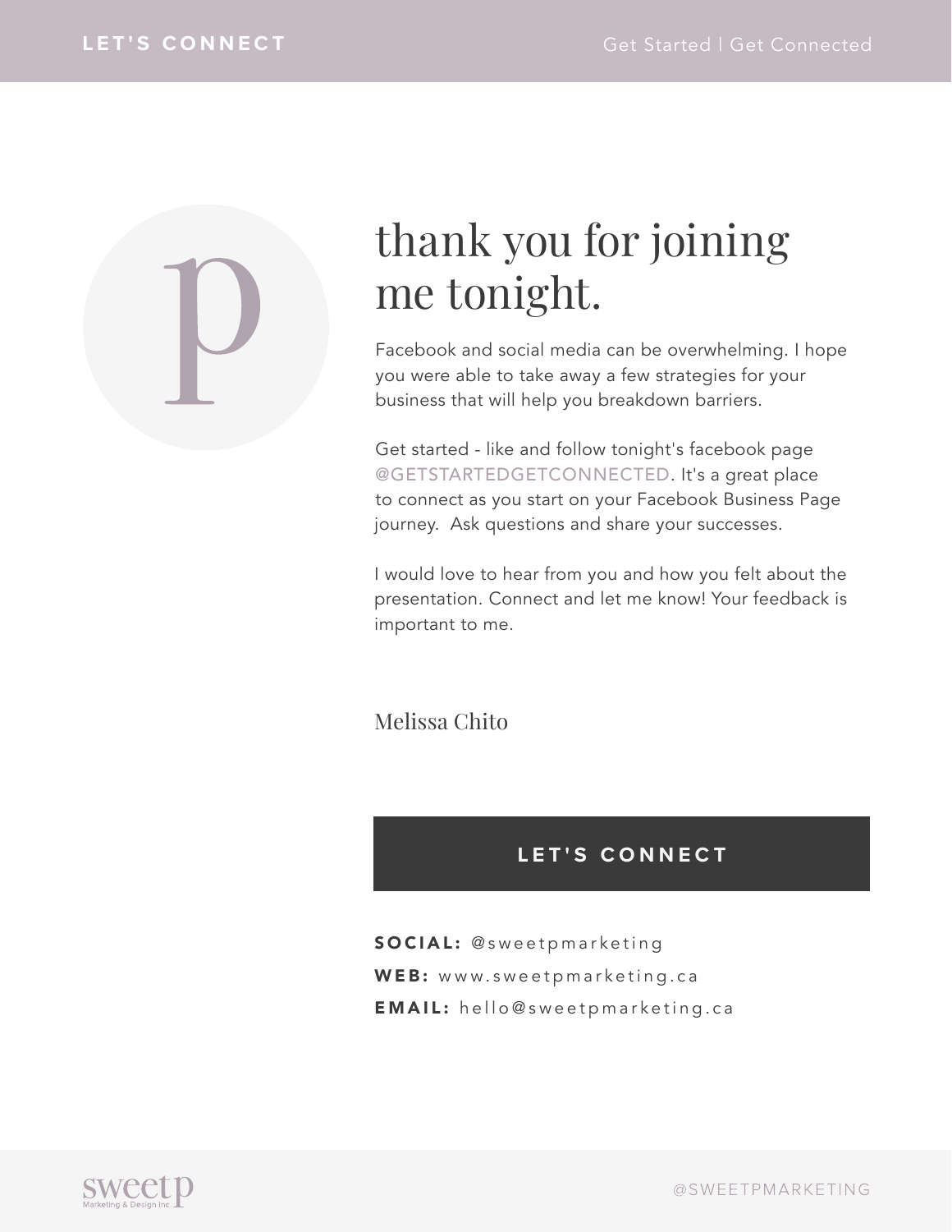# thank you for joining me tonight.

Facebook and social media can be overwhelming. I hope you were able to take away a few strategies for your business that will help you breakdown barriers.

Get started - like and follow tonight's facebook page @GETSTARTEDGETCONNECTED. It's a great place to connect as you start on your Facebook Business Page journey. Ask questions and share your successes.

I would love to hear from you and how you felt about the presentation. Connect and let me know! Your feedback is important to me.

Melissa Chito

## LET'S CONNECT

**SOCIAL:** @sweetpmarketing

**WEB:** www.sweetpmarketing.ca

**EMAIL:** hello@sweetpmarketing.ca